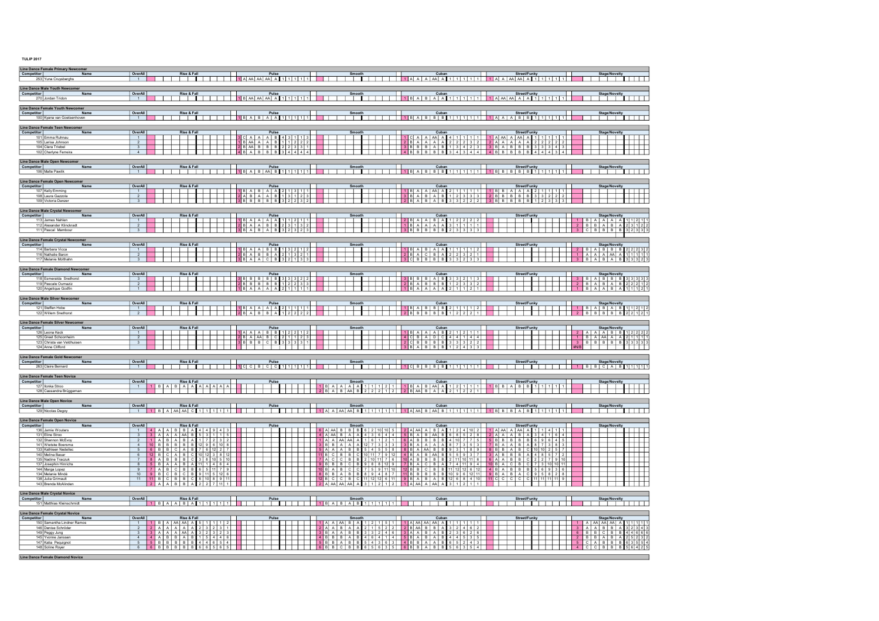**TULIP 2017**

Each dance cell shows: placing, the five judges' grades, then the five judges' ranks.

## Line Dance Female Primary Newcomer

| Competitor | Name | OverAll | Rise & Fall | Pulse | Smooth | Cuban | Street/Funky | Stage/Novelty |
|---|---|---|---|---|---|---|---|---|
| 253 | Yuna Cruysberghs | 1 | | 1 A AA AA AA A 1 1 1 1 1 | | 1 A A A AA A 1 1 1 1 1 | 1 A A AA AA A 1 1 1 1 1 | |

## Line Dance Male Youth Newcomer

| Competitor | Name | OverAll | Rise & Fall | Pulse | Smooth | Cuban | Street/Funky | Stage/Novelty |
|---|---|---|---|---|---|---|---|---|
| 270 | Jordan Tridon | 1 | | 1 B AA AA AA A 1 1 1 1 1 | | 1 B A B A A 1 1 1 1 1 | 1 A AA AA A A 1 1 1 1 1 | |

## Line Dance Female Youth Newcomer

| Competitor | Name | OverAll | Rise & Fall | Pulse | Smooth | Cuban | Street/Funky | Stage/Novelty |
|---|---|---|---|---|---|---|---|---|
| 100 | Kyana van Goetsenhoven | 1 | | 1 B A B A A 1 1 1 1 1 | | 1 B A B B B 1 1 1 1 1 | 1 A A A B B 1 1 1 1 1 | |

## Line Dance Female Teen Newcomer

| Competitor | Name | OverAll | Rise & Fall | Pulse | Smooth | Cuban | Street/Funky | Stage/Novelty |
|---|---|---|---|---|---|---|---|---|
| 101 | Emma Ruhnau | 1 | | 3 C A A A B 4 3 1 1 3 | | 1 C A A AA A 4 1 1 1 1 | 1 A AA A AA A 1 1 1 1 1 | |
| 105 | Larisa Johnson | 2 | | 1 B AA A A B 1 1 2 2 2 | | 2 B A A A A 2 2 2 3 2 | 2 A A A A A 2 2 2 2 2 | |
| 104 | Clara Triebel | 3 | | 2 B AA B B B 2 2 3 3 1 | | 3 B B B A B 1 3 4 2 3 | 3 B A B B B 3 3 3 4 3 | |
| 102 | Charlyne Ferreira | 4 | | 4 B A B B B 3 4 4 4 4 | | 4 B B B B B 3 4 3 4 4 | 4 B B B B B 4 4 4 3 4 | |

## Line Dance Male Open Newcomer

| Competitor | Name | OverAll | Rise & Fall | Pulse | Smooth | Cuban | Street/Funky | Stage/Novelty |
|---|---|---|---|---|---|---|---|---|
| 106 | Maite Pawlik | 1 | | 1 B A B AA B 1 1 1 1 1 | | 1 B A B B B 1 1 1 1 1 | 1 B B B B B 1 1 1 1 1 | |

## Line Dance Female Open Newcomer

| Competitor | Name | OverAll | Rise & Fall | Pulse | Smooth | Cuban | Street/Funky | Stage/Novelty |
|---|---|---|---|---|---|---|---|---|
| 107 | Kelly Emming | 1 | | 1 B A B A A 2 1 3 1 1 | | 1 B A A AA A 2 1 1 1 1 | 1 B B A A A 2 1 1 1 1 | |
| 108 | Laura Gazzola | 2 | | 2 A B A A B 1 3 1 2 3 | | 3 B A B A B 1 2 3 3 3 | 2 B B B B B 3 3 2 2 2 | |
| 109 | Victoria Danzer | 3 | | 3 B B B B B 3 2 2 3 2 | | 2 B A B A B 3 3 2 2 2 | 3 B B B B B 1 2 3 3 3 | |

## Line Dance Male Crystal Newcomer

| Competitor | Name | OverAll | Rise & Fall | Pulse | Smooth | Cuban | Street/Funky | Stage/Novelty |
|---|---|---|---|---|---|---|---|---|
| 113 | James Nahlen | 1 | | 1 B A A A A 1 1 2 1 1 | | 2 B A A B A 1 2 2 2 2 | | 1 B A A A A 1 1 2 1 1 |
| 112 | Alexander Klinckradt | 2 | | 2 B A A B B 2 3 1 3 2 | | 1 B A A A A 3 1 1 1 1 | | 2 B B A B A 2 3 1 2 2 |
| 111 | Pascal Mambour | 3 | | 3 B A B A B 3 2 3 2 3 | | 3 B B B B B 2 3 3 3 3 | | 3 C B B B B 3 2 3 3 3 |

## Line Dance Female Crystal Newcomer

| Competitor | Name | OverAll | Rise & Fall | Pulse | Smooth | Cuban | Street/Funky | Stage/Novelty |
|---|---|---|---|---|---|---|---|---|
| 114 | Barbara Vicca | 1 | | 1 B A A B B 1 3 2 1 2 | | 1 B B A B A 1 1 1 1 2 | | 2 B A B B B 2 2 2 3 2 |
| 116 | Nathalie Baron | 2 | | 2 B A B B A 2 1 3 2 1 | | 2 B A C B A 2 2 3 2 1 | | 1 A A A AA A 1 1 1 1 1 |
| 117 | Melanie Mollhahn | 3 | | 3 B A A C B 3 2 1 3 3 | | 3 C B B B B 3 3 2 3 3 | | 3 B A B A B 3 3 3 2 3 |

## Line Dance Female Diamond Newcomer

| Competitor | Name | OverAll | Rise & Fall | Pulse | Smooth | Cuban | Street/Funky | Stage/Novelty |
|---|---|---|---|---|---|---|---|---|
| 118 | Esmeralda Snelhorst | 3 | | 3 B B B B B 3 3 3 2 2 | | 3 B B B A B 3 3 2 1 3 | | 3 B A B B B 3 3 3 3 3 |
| 119 | Pascale Oumaziz | 2 | | 2 B B B B B 1 2 2 3 3 | | 2 B A B B B 1 2 3 3 2 | | 2 B A B A B 2 2 2 1 2 |
| 120 | Angelique Godfin | 1 | | 1 B A A A A 2 1 1 1 1 | | 1 B A A A A 2 1 1 2 1 | | 1 B A A B A 1 1 1 2 1 |

## Line Dance Male Silver Newcomer

| Competitor | Name | OverAll | Rise & Fall | Pulse | Smooth | Cuban | Street/Funky | Stage/Novelty |
|---|---|---|---|---|---|---|---|---|
| 121 | Steffen Hobe | 1 | | 1 B A A A A 2 1 1 1 1 | | 1 B A B B B 2 1 1 1 2 | | 1 B A B A B 1 1 2 1 2 |
| 122 | Willem Snelhorst | 2 | | 2 B A B B A 1 2 2 2 2 | | 2 B B B B B 1 2 2 2 1 | | 2 B B B B B 2 2 1 2 1 |

## Line Dance Female Silver Newcomer

| Competitor | Name | OverAll | Rise & Fall | Pulse | Smooth | Cuban | Street/Funky | Stage/Novelty |
|---|---|---|---|---|---|---|---|---|
| 126 | Leona Keck | 1 | | 1 A A A B B 1 2 2 1 2 | | 1 B A A A B 2 1 2 1 1 | | 2 A A A B B 1 2 2 2 2 |
| 125 | Greet Schoonheim | 2 | | 2 B A AA B C 2 1 1 2 3 | | 4 C B A D C 4 4 1 4 4 | | 1 B A AA A A 2 1 1 1 1 |
| 123 | Christa van Veldhuisen | 3 | | 3 B B B C B 3 3 3 3 1 | | 2 C B B B B 3 3 3 2 2 | | 3 B B B B B 3 3 3 3 3 |
| 124 | Anne Clifford | | | | | 3 B A B B B 1 2 4 3 3 | | #N/B |

## Line Dance Female Gold Newcomer

| Competitor | Name | OverAll | Rise & Fall | Pulse | Smooth | Cuban | Street/Funky | Stage/Novelty |
|---|---|---|---|---|---|---|---|---|
| 263 | Claire Bernard | 1 | | 1 C C B C C 1 1 1 1 1 | | 1 C B B B B 1 1 1 1 1 | | 1 B B C A B 1 1 1 1 1 |

## Line Dance Female Teen Novice

| Competitor | Name | OverAll | Rise & Fall | Pulse | Smooth | Cuban | Street/Funky | Stage/Novelty |
|---|---|---|---|---|---|---|---|---|
| 127 | Ilonka Stroo | 1 | 1 B A B A A A A A A A | | 1 B A A A A 1 1 1 2 1 | 1 B A B AA A 1 2 1 1 1 | 1 B B A B B 1 1 1 1 1 | |
| 128 | Cassandra Brüggemann | | | | 2 B A B AA B 2 2 2 1 2 | 2 B AA B A A 2 1 2 2 1 | | |

## Line Dance Male Open Novice

| Competitor | Name | OverAll | Rise & Fall | Pulse | Smooth | Cuban | Street/Funky | Stage/Novelty |
|---|---|---|---|---|---|---|---|---|
| 129 | Nicolas Degoy | 1 | 1 B A AA AA C 1 1 1 1 1 | | 1 A A AA AA B 1 1 1 1 1 | 1 A AA B AA B 1 1 1 1 1 | 1 B B B A B 1 1 1 1 1 | |

## Line Dance Female Open Novice

| Competitor | Name | OverAll | Rise & Fall | Pulse | Smooth | Cuban | Street/Funky | Stage/Novelty |
|---|---|---|---|---|---|---|---|---|
| 136 | Jamie Wouters | 1 | 4 A A B B A 4 4 9 4 3 | | 6 A AA B B B 6 2 10 10 5 | 2 A AA A B A 1 2 4 10 2 | 1 A AA A AA A 1 1 4 1 1 | |
| 131 | Eline Stroo | 3 | 3 A A A AA B 5 3 1 1 5 | | 4 A AA B A A 4 3 6 4 4 | 5 B A B AA B 6 8 5 2 8 | 2 A A A B A 3 4 1 6 4 | |
| 132 | Shannon McEvoy | 2 | 1 A B A B A 1 7 2 3 2 | | 1 A A AA AA A 1 6 1 2 1 | 6 A B B B B 4 10 7 7 5 | 5 B B B B B 6 9 6 4 5 | |
| 141 | Wietske Boersma | 4 | 10 B B B B B 12 9 6 10 8 | | 3 B B A A A 12 7 3 3 3 | 3 B A A A A 8 7 3 5 3 | 7 B A A B A 8 7 3 8 3 | |
| 133 | Kathleen Nedellec | 5 | 6 B B C A B 7 8 12 2 7 | | 5 A A A B B 5 4 5 5 8 | 8 B A AA B B 9 3 1 8 9 | 8 B B A B C 10 10 2 5 7 | |
| 140 | Melina Basar | 6 | 12 B C A B C 10 12 3 8 12 | | 11 B C B B C 10 11 7 9 12 | 4 B A B AA B 5 5 9 3 7 | 3 A B B B A 4 8 5 7 2 | |
| 135 | Nadine Traczuk | 7 | 8 A B B B C 3 8 10 5 10 | | 7 A C C B B 2 10 11 7 6 | 10 A B B B B 2 11 10 11 6 | 6 A A B B C 2 2 7 9 10 | |
| 137 | Josephin Hinrichs | 8 | 5 B A A B A 11 1 4 6 4 | | 9 B B B C B 9 8 8 12 9 | 7 B A C B A 7 4 11 9 4 | 10 B A C B C 7 3 10 10 11 | |
| 144 | Marga Lopez | 9 | 7 A B C B B 6 5 11 7 9 | | 10 B A B C C 7 5 9 11 10 | 12 B B C B B 11 12 12 6 12 | 4 B A B B B 5 6 9 3 6 | |
| 134 | Melanie Mindé | 10 | 9 B C B C B 9 11 5 12 6 | | 8 B B A B B 8 9 4 8 7 | 11 B B B B B 10 9 6 12 11 | 9 B A B A C 9 5 8 2 8 | |
| 138 | Julia Grimault | 11 | 11 B C B B C 8 10 8 9 11 | | 12 B C C B C 11 12 12 6 11 | 9 B A B A B 12 6 8 4 10 | 11 C C C C C 11 11 11 11 9 | |
| 143 | Brenda McAlinden | | 2 A A B B A 2 2 7 11 1 | | 2 A AA AA AA A 3 1 2 1 2 | 1 A AA A AA A 3 1 2 1 1 | | |

## Line Dance Male Crystal Novice

| Competitor | Name | OverAll | Rise & Fall | Pulse | Smooth | Cuban | Street/Funky | Stage/Novelty |
|---|---|---|---|---|---|---|---|---|
| 151 | Matthias Kleinschmidt | | 1 B A A B A 1 1 1 1 1 | | 1 B A B A B 1 1 1 1 1 | | | |

## Line Dance Female Crystal Novice

| Competitor | Name | OverAll | Rise & Fall | Pulse | Smooth | Cuban | Street/Funky | Stage/Novelty |
|---|---|---|---|---|---|---|---|---|
| 150 | Samantha Lindner Ramos | 1 | 1 B A AA AA A 5 1 1 1 2 | | 1 A A AA B A 1 2 1 5 1 | 1 A AA AA AA A 1 1 1 1 1 | | 1 A AA AA AA A 1 1 1 1 1 |
| 146 | Denise Schröder | 2 | 2 A A A A A 2 3 2 3 1 | | 2 A A B A A 2 1 5 2 2 | 2 B AA B B A 3 2 4 6 2 | | 3 A A B B A 3 2 3 4 3 |
| 149 | Peggy Jung | 3 | 3 A A A AA A 3 2 3 2 3 | | 3 B A A B B 3 3 2 4 6 | 3 A A B A B 2 3 6 2 6 | | 6 B B C B B 4 4 6 6 6 |
| 145 | Yvonne Janssen | 4 | 4 A B B A B 1 5 4 4 6 | | 4 B B B A B 4 6 4 1 4 | 5 B B B A B 4 4 5 3 5 | | 2 B B A B A 2 5 2 3 2 |
| 147 | Katia Pegugnot | 5 | 5 B B B B B 4 4 6 5 4 | | 5 B B A B B 5 4 3 6 3 | 4 B B A B B 6 5 2 4 3 | | 5 C A B B B 6 3 5 5 4 |
| 148 | Soline Royer | 6 | 6 B B B B B 6 6 5 6 5 | | 6 B B C B B 6 5 6 3 5 | 6 B B A B B 5 6 3 5 4 | | 4 C C B B B 5 6 4 2 5 |

## Line Dance Female Diamond Novice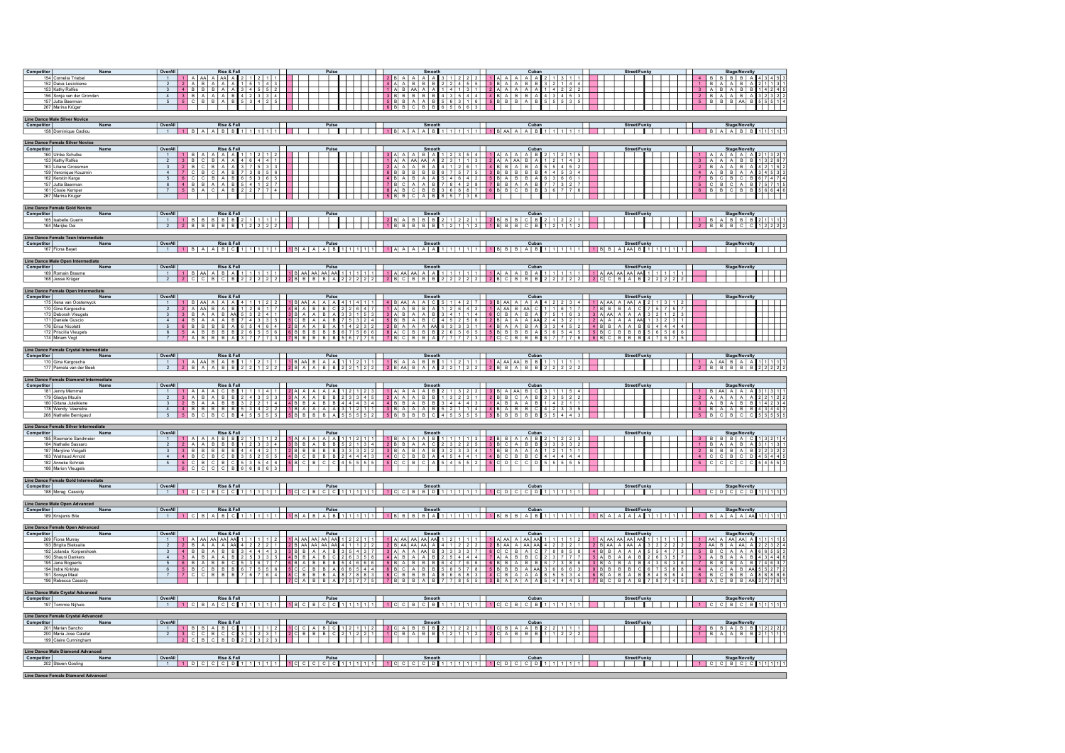| Competitor | Name | OverAll | Rise & Fall | Pulse | Smooth | Cuban | Street/Funky | Stage/Novelty |
|---|---|---|---|---|---|---|---|---|
| 154 | Cornelia Triebel | 1 | 1 A AA A AA A 2 1 2 1 1 | | 2 B A A A A 3 1 2 2 2 | 1 A A A A A 2 1 3 1 1 | | 4 B B B B A 4 3 4 5 3 |
| 152 | Daiva Lesickiene | 2 | 2 A B A A A 1 5 1 4 3 | | 4 A A B B B 2 2 4 5 5 | 3 B A A B B 3 2 1 4 4 | | 1 B A A B A 2 1 1 3 1 |
| 153 | Kathy Rolfes | 3 | 4 B B B A A 3 4 3 5 2 | | 1 A B AA A A 1 4 1 3 1 | 2 A A A A A 1 4 2 2 2 | | 3 A B A B B 1 4 2 4 5 |
| 156 | Sonja van der Gronden | 4 | 3 B A A A B 4 2 3 3 4 | | 3 B B B B B 4 3 5 4 4 | 4 B A B B A 4 3 4 5 3 | | 2 B A A B A 3 2 3 2 2 |
| 157 | Jutta Baerman | 5 | 5 C B B A B 5 3 4 2 5 | | 5 B B A A B 5 6 3 1 6 | 5 B B B A B 5 5 5 3 5 | | 5 B B B AA B 5 5 5 1 4 |
| 267 | Marina Krüger | | | | 6 B B C B B 6 5 6 6 3 | | | |

## Line Dance Male Silver Novice

| Competitor | Name | OverAll | Rise & Fall | Pulse | Smooth | Cuban | Street/Funky | Stage/Novelty |
|---|---|---|---|---|---|---|---|---|
| 158 | Dominique Cadiou | 1 | 1 B A A B B 1 1 1 1 1 | | 1 B A A A B 1 1 1 1 1 | 1 B AA A A B 1 1 1 1 1 | | 1 B A A B B 1 1 1 1 1 |

## Line Dance Female Silver Novice

| Competitor | Name | OverAll | Rise & Fall | Pulse | Smooth | Cuban | Street/Funky | Stage/Novelty |
|---|---|---|---|---|---|---|---|---|
| 160 | Ulrike Schulke | 1 | 1 B A A A A 1 1 2 1 2 | | 3 A A A B A 1 2 3 5 4 | 1 A A A A B 2 1 2 1 5 | | 1 A A A A A 2 1 3 2 1 |
| 153 | Kathy Rolfes | 2 | 3 B C B A A 4 6 4 4 1 | | 1 A A AA AA A 2 3 1 1 3 | 2 A A AA B A 1 2 1 4 3 | | 3 A A A B B 1 3 2 6 7 |
| 163 | Liliane Grossman | 3 | 2 B C B A A 3 7 5 3 3 | | 2 A A A B A 4 1 2 6 1 | 4 B B A B A 5 5 4 5 2 | | 2 B A A A A 4 2 1 5 2 |
| 159 | Veronique Kouzmin | 4 | 7 C B C A B 7 3 6 5 6 | | 6 B B B B B 6 7 5 7 5 | 3 B B B B A 4 4 5 3 4 | | 4 A B B A A 3 4 5 3 3 |
| 162 | Kerstin Kempe | 5 | 6 C C B A B 6 5 3 6 5 | | 4 B A B A A 5 4 6 4 2 | 5 B A B B A 6 3 6 6 1 | | 7 B C B C B 6 7 4 7 4 |
| 157 | Jutta Baerman | 6 | 4 B B A A B 5 4 1 2 7 | | 7 B C A A B 7 8 4 2 8 | 7 B B A A B 7 7 3 2 7 | | 5 C B C A B 7 5 7 1 5 |
| 161 | Cissie Kemper | 7 | 5 B A C A B 2 2 7 7 4 | | 8 A B C B B 3 6 8 8 7 | 6 B B C B B 3 6 7 7 6 | | 6 B B C B B 5 6 6 4 6 |
| 267 | Marina Kruger | | | | 5 B B C A B 8 5 7 3 6 | | | |

## Line Dance Female Gold Novice

| Competitor | Name | OverAll | Rise & Fall | Pulse | Smooth | Cuban | Street/Funky | Stage/Novelty |
|---|---|---|---|---|---|---|---|---|
| 165 | Isabelle Guerin | 1 | 1 B B B B B 2 1 1 1 1 | | 2 B A B B B 2 1 2 2 1 | 2 B B B C B 2 1 2 2 1 | | 1 B A B B B 2 1 1 1 1 |
| 164 | Marijke Oei | 2 | 2 B B B B B 1 2 2 2 2 | | 1 B B B B B 1 2 1 1 2 | 1 B B B C B 1 2 1 1 2 | | 2 B B B C C 1 2 2 2 2 |

## Line Dance Female Teen Intermediate

| Competitor | Name | OverAll | Rise & Fall | Pulse | Smooth | Cuban | Street/Funky | Stage/Novelty |
|---|---|---|---|---|---|---|---|---|
| 167 | Fiona Bayet | 1 | 1 B A A B C 1 1 1 1 1 | 1 B A A A B 1 1 1 1 1 | 1 A A A A A 1 1 1 1 1 | 1 B B B A B 1 1 1 1 1 | 1 B B A AA B 1 1 1 1 1 | |

## Line Dance Male Open Intermediate

| Competitor | Name | OverAll | Rise & Fall | Pulse | Smooth | Cuban | Street/Funky | Stage/Novelty |
|---|---|---|---|---|---|---|---|---|
| 169 | Romain Braeme | 1 | 1 B AA A B A 1 1 1 1 1 | 1 B AA AA AA A 1 1 1 1 1 | 1 A AA AA A A 1 1 1 1 1 | 1 A A A B A 1 1 1 1 1 | 1 A AA AA AA AA 1 1 1 1 1 | |
| 168 | Jesse Krüger | 2 | 2 C C B C B 2 2 2 2 2 | 2 B B B B A 2 2 2 2 2 | 2 B C B B B 2 2 2 2 2 | 2 B C B B B 2 2 2 2 2 | 2 C C B A B 2 2 2 2 2 | |

## Line Dance Female Open Intermediate

| Competitor | Name | OverAll | Rise & Fall | Pulse | Smooth | Cuban | Street/Funky | Stage/Novelty |
|---|---|---|---|---|---|---|---|---|
| 175 | Xena van Oosterwyck | 1 | 1 A A A A A 4 1 1 2 2 | 1 B AA A A A 4 1 4 1 1 | 4 B AA A C B 5 1 4 2 7 | 3 B AA A A A 4 2 2 3 4 | 1 A AA A AA A 2 1 3 1 2 | |
| 170 | Gina Kargoscha | 2 | 2 A AA B A B 1 2 6 1 7 | 4 B A B B C 2 2 6 4 7 | 1 A A B B A 1 2 6 4 2 | 1 A AA B AA C 1 1 6 1 7 | 7 B B B A C 7 5 7 5 7 | |
| 173 | Deborah Vleugels | 3 | 3 B A A B AA 5 3 2 4 1 | 3 B A A B A 3 3 1 5 3 | 3 A B A B B 3 4 1 1 4 | 6 C B A B A 7 5 1 6 3 | 3 A AA A A A 3 2 1 2 3 | |
| 171 | Daniele Guscio | 4 | 4 B A A A B 7 4 3 3 5 | 5 C B A A B 7 5 3 2 4 | 5 B B A C A 4 5 2 5 6 | 2 B A A A AA 2 4 3 2 1 | 2 A A A A AA 1 3 2 3 1 | |
| 176 | Erica Nicoletti | 5 | 6 B B B B A 6 5 4 6 4 | 2 B A A A A 1 4 2 3 2 | 2 B A A AA A 2 3 3 3 1 | 4 B A A B A 3 3 4 5 2 | 4 B B A A B 6 4 4 4 4 | |
| 172 | Priscilla Vleugels | 6 | 5 A B B B B 2 6 5 5 6 | 6 B B B B B 6 7 5 6 6 | 6 A C B B B 2 6 5 6 5 | 5 B B B B A 5 6 5 4 5 | 5 B C B B B 5 6 5 6 6 | |
| 174 | Miriam Vogt | 7 | 7 A B B B A 3 7 7 7 3 | 7 B B B B B 5 6 7 7 5 | 7 B C B B A 7 7 7 7 3 | 7 C C B B B 6 7 7 7 6 | 6 B C B B B 4 7 6 7 5 | |

## Line Dance Female Crystal Intermediate

| Competitor | Name | OverAll | Rise & Fall | Pulse | Smooth | Cuban | Street/Funky | Stage/Novelty |
|---|---|---|---|---|---|---|---|---|
| 170 | Gina Kargoscha | 1 | 1 A AA B A A 1 1 2 1 1 | 1 B AA B A A 1 1 2 1 1 | 1 B A A B B 1 1 2 1 1 | 1 A AA AA B B 1 1 1 1 1 | | 1 A AA B A A 1 1 1 1 1 |
| 177 | Pamela van der Beek | 2 | 2 B A A B B 2 2 1 2 2 | 2 B A A B B 2 2 1 2 2 | 2 B AA B A A 2 2 1 2 2 | 2 B B A B B 2 2 2 2 2 | | 2 B B B B B 2 2 2 2 2 |

## Line Dance Female Diamond Intermediate

| Competitor | Name | OverAll | Rise & Fall | Pulse | Smooth | Cuban | Street/Funky | Stage/Novelty |
|---|---|---|---|---|---|---|---|---|
| 181 | Jenny Memmel | 1 | 1 A A A C B 1 1 1 4 1 | 2 A A A A A 1 2 1 2 3 | 1 A A A B B 2 1 3 2 2 | 3 B A AA B C 3 1 1 5 4 | | 1 B AA A A A 3 1 3 1 1 |
| 179 | Gladys Moulin | 2 | 3 A B A B B 2 4 3 3 3 | 3 A A A B B 2 3 3 4 5 | 2 A A A B B 1 3 2 3 1 | 2 B B C A B 2 3 5 2 2 | | 2 A A A A A 2 2 1 2 2 |
| 180 | Giliana Jotelkiene | 3 | 2 B A B B B 3 2 2 1 4 | 4 B B B B B 4 4 4 3 4 | 4 B B A B B 3 4 4 4 3 | 1 A B A B A 1 4 2 1 1 | | 3 A B A B B 1 4 2 3 4 |
| 178 | Wendy Veenstra | 4 | 4 B B B B B 5 3 4 2 2 | 1 B A A A A 3 1 2 1 1 | 3 B A A A B 5 2 1 1 4 | 4 B A B B C 4 2 3 3 5 | | 4 B A A B B 4 3 4 4 3 |
| 268 | Nathalie Bemigaud | 5 | 5 B C B C B 4 5 5 5 5 | 5 B B B B A 5 5 5 5 2 | 5 B B B B C 4 5 5 5 5 | 5 B B B B B 5 5 4 4 3 | | 5 B C B C C 5 5 5 5 5 |

## Line Dance Female Silver Intermediate

| Competitor | Name | OverAll | Rise & Fall | Pulse | Smooth | Cuban | Street/Funky | Stage/Novelty |
|---|---|---|---|---|---|---|---|---|
| 185 | Rosmarie Sandmeier | 1 | 1 A A A B B 2 1 1 1 2 | 1 A A A A A 1 1 2 1 1 | 1 B A A A B 1 1 1 1 3 | 2 B B A A B 2 1 2 2 3 | | 3 B B B A C 1 3 2 1 4 |
| 184 | Nathalie Sassano | 2 | 2 A A B B B 1 2 3 3 4 | 3 B B A B B 5 2 1 3 4 | 2 B B A A C 2 3 2 2 5 | 3 B C A B B 3 3 3 3 2 | | 1 B A A B A 3 1 1 3 1 |
| 187 | Maryline Visigalli | 3 | 3 B B B B B 4 4 4 2 1 | 2 B B B B B 3 3 3 2 2 | 3 B A B A B 3 2 5 3 4 | 1 B A A A A 1 2 1 1 1 | | 2 B B B A B 2 2 3 2 2 |
| 183 | Waltraud Arnold | 4 | 4 B C B C B 3 5 2 5 5 | 4 B C B B B 2 4 4 4 3 | 4 C B B A B 4 5 4 4 1 | 4 B C B B B 4 4 4 4 4 | | 4 C C B C D 4 5 4 4 5 |
| 182 | Anneke Schriek | 5 | 5 C B C B C 5 3 5 4 6 | 5 B C B C C 4 5 5 5 5 | 5 C C B C A 5 4 5 5 2 | 5 C D C C D 5 5 5 5 5 | | 5 C C C C C 5 4 5 5 3 |
| 186 | Marion Vleugels | | 6 C C C C B 6 6 6 6 3 | | | | | |

## Line Dance Female Gold Intermediate

| Competitor | Name | OverAll | Rise & Fall | Pulse | Smooth | Cuban | Street/Funky | Stage/Novelty |
|---|---|---|---|---|---|---|---|---|
| 188 | Morag Cassidy | 1 | 1 C C B C C 1 1 1 1 1 | 1 C C B C C 1 1 1 1 1 | 1 C C B B D 1 1 1 1 1 | 1 C D C C D 1 1 1 1 1 | | 1 C D C C D 1 1 1 1 1 |

## Line Dance Male Open Advanced

| Competitor | Name | OverAll | Rise & Fall | Pulse | Smooth | Cuban | Street/Funky | Stage/Novelty |
|---|---|---|---|---|---|---|---|---|
| 189 | Krisjams Bite | 1 | 1 C B A B C 1 1 1 1 1 | 1 B A B A B 1 1 1 1 1 | 1 B B B B A 1 1 1 1 1 | 1 B B B A B 1 1 1 1 1 | 1 B A A A A 1 1 1 1 1 | 1 B A A A AA 1 1 1 1 1 |

## Line Dance Female Open Advanced

| Competitor | Name | OverAll | Rise & Fall | Pulse | Smooth | Cuban | Street/Funky | Stage/Novelty |
|---|---|---|---|---|---|---|---|---|
| 269 | Fiona Murray | 1 | 1 A AA AA AA A 1 1 1 1 2 | 1 A AA AA AA AA 1 2 2 1 1 | 1 A AA AA AA AA 1 2 1 1 1 | 1 A AA A AA AA 1 1 1 1 2 | 1 A AA AA AA AA 1 1 1 1 1 | 1 AA AA AA AA A 1 1 1 1 5 |
| 193 | Birgitta Beirsaelle | 2 | 2 B A A A AA 4 2 2 2 1 | 2 B AA AA AA AA 4 1 1 2 2 | 2 B AA AA AA AA 4 1 2 2 2 | 2 B AA A AA AA 4 2 2 2 1 | 2 B AA A AA AA 3 2 2 2 2 | 2 AA B A A A 2 2 3 2 4 |
| 192 | Jolanda Korpershoek | 3 | 4 B B A B B 3 4 4 4 3 | 3 B B A A B 3 5 4 3 7 | 3 A A A AA B 3 3 3 3 7 | 8 C C B A C 7 8 5 5 8 | 4 B B A A A 5 5 4 7 3 | 5 B C A A A 6 6 5 5 3 |
| 190 | Shauni Dankers | 4 | 3 A B A A B 2 5 3 3 5 | 4 B B B A B 2 6 3 5 8 | 4 A B A A B 2 5 4 4 4 | 7 A A B B C 2 3 7 7 7 | 5 A A B B B 2 6 3 5 7 | 3 A B A A B 4 3 4 4 8 |
| 195 | Jana Bogaerts | 5 | 6 B A B B C 5 3 8 7 7 | 6 B A B B B 5 4 6 6 6 | 5 B A B B B 6 4 7 6 6 | 6 B B A B B 6 7 3 8 6 | 3 B A B A B 4 3 6 3 6 | 7 B B B A B 7 4 6 3 7 |
| 194 | Indre Kirklyte | 6 | 5 B C B C B 6 7 5 5 6 | 5 C C B B A 6 8 5 4 4 | 8 B C A B B 5 8 5 7 8 | 5 B B B A AA 3 6 6 6 3 | 8 B B B B C 6 7 5 8 8 | 4 A C A B AA 5 5 2 7 2 |
| 191 | Soraya Maal | 7 | 7 C C B B B 7 8 7 6 4 | 8 C B B A B 8 7 8 8 3 | 6 C B B B A 8 6 6 8 3 | 4 C B A A A 5 5 5 3 4 | 6 B A B A B 8 4 8 6 4 | 8 C B C B A 8 8 8 8 6 |
| 196 | Rebecca Cassidy | | | 7 C A B B A 7 3 7 7 5 | 7 B B B A B 7 7 8 5 5 | 3 B A A A A 5 4 4 4 5 | 7 B C B A B 7 8 7 4 5 | 6 A C B B AA 3 7 7 6 1 |

## Line Dance Male Crystal Advanced

| Competitor | Name | OverAll | Rise & Fall | Pulse | Smooth | Cuban | Street/Funky | Stage/Novelty |
|---|---|---|---|---|---|---|---|---|
| 197 | Tommie Nijhuis | 1 | 1 C B A C C 1 1 1 1 1 | 1 B C B C C 1 1 1 1 1 | 1 C C B C B 1 1 1 1 1 | 1 C C B C B 1 1 1 1 1 | | 1 C C B C B 1 1 1 1 1 |

## Line Dance Female Crystal Advanced

| Competitor | Name | OverAll | Rise & Fall | Pulse | Smooth | Cuban | Street/Funky | Stage/Novelty |
|---|---|---|---|---|---|---|---|---|
| 201 | Marian Sancho | 1 | 1 B B A B C 1 1 1 1 2 | 1 C C A B C 1 2 1 1 2 | 2 C A B B B 2 1 2 2 1 | 1 C B A A B 2 2 1 1 1 | | 2 B B A B B 1 2 2 2 2 |
| 200 | Maria Jose Calafat | 2 | 3 C C B C C 3 3 2 3 1 | 2 C B B B C 2 1 2 2 1 | 1 C B A B B 1 2 1 1 2 | 2 C A B B B 1 1 2 2 2 | | 1 B A A B B 2 1 1 1 1 |
| 199 | Claire Cunningham | | 2 C B C B D 2 2 3 2 3 | | | | | |

## Line Dance Male Diamond Advanced

| Competitor | Name | OverAll | Rise & Fall | Pulse | Smooth | Cuban | Street/Funky | Stage/Novelty |
|---|---|---|---|---|---|---|---|---|
| 202 | Steven Gosling | 1 | 1 D C C C D 1 1 1 1 1 | 1 C C C C C 1 1 1 1 1 | 1 C C C C D 1 1 1 1 1 | 1 C D C C D 1 1 1 1 1 | | 1 C C B C C 1 1 1 1 1 |

## Line Dance Female Diamond Advanced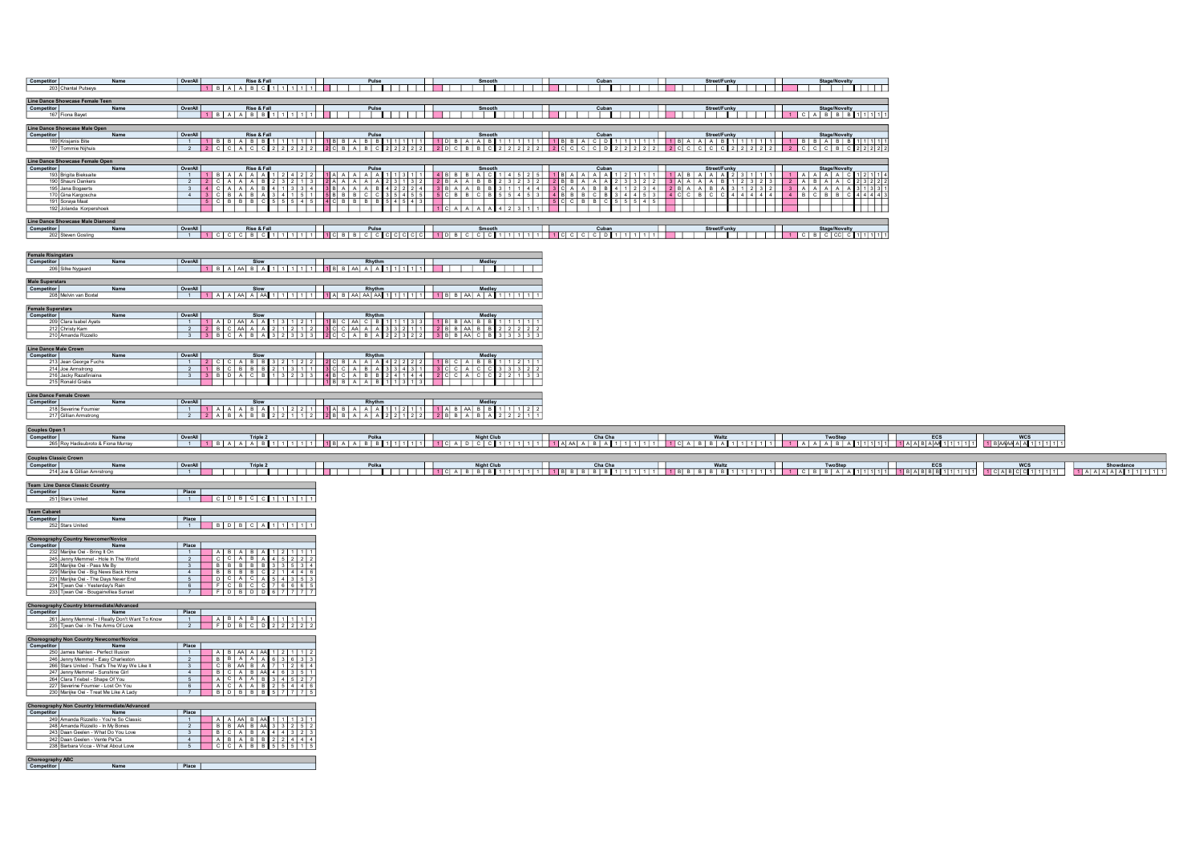| Competitor | Name | OverAll | Rise & Fall | Pulse | Smooth | Cuban | Street/Funky | Stage/Novelty |
|---|---|---|---|---|---|---|---|---|
| 203 | Chantal Putseys | | 1 B A A B C 1 1 1 1 1 | | | | | |

## Line Dance Showcase Female Teen

| Competitor | Name | OverAll | Rise & Fall | Pulse | Smooth | Cuban | Street/Funky | Stage/Novelty |
|---|---|---|---|---|---|---|---|---|
| 167 | Fiona Bayet | | 1 B A A B B 1 1 1 1 1 | | | | | 1 C A B B B 1 1 1 1 1 |

## Line Dance Showcase Male Open

| Competitor | Name | OverAll | Rise & Fall | Pulse | Smooth | Cuban | Street/Funky | Stage/Novelty |
|---|---|---|---|---|---|---|---|---|
| 189 | Krisjanis Bite | 1 | 1 B B A B B 1 1 1 1 1 | 1 B B A B B 1 1 1 1 1 | 1 D B A A B 1 1 1 1 1 | 1 B B A C D 1 1 1 1 1 | 1 B A A A B 1 1 1 1 1 | 1 B B A B B 1 1 1 1 1 |
| 197 | Tommie Nijhuis | 2 | 2 C C A C C 2 2 2 2 2 | 2 C B A B C 2 2 2 2 2 | 2 D C B B C 2 2 2 2 2 | 2 C C C C D 2 2 2 2 2 | 2 C C C C C 2 2 2 2 2 | 2 C C C B C 2 2 2 2 2 |

## Line Dance Showcase Female Open

| Competitor | Name | OverAll | Rise & Fall | Pulse | Smooth | Cuban | Street/Funky | Stage/Novelty |
|---|---|---|---|---|---|---|---|---|
| 193 | Brigita Bieksaite | 1 | 1 B A A A A 1 2 4 2 2 | 1 A A A A A 1 1 3 1 1 | 4 B B B A C 1 4 5 2 5 | 1 B A A A A 1 2 1 1 1 | 1 A B A A A 2 3 1 1 1 | 1 A A A A C 1 2 1 1 4 |
| 190 | Shauni Dankers | 2 | 2 C A A A B 2 3 2 1 3 | 2 A A A A A 2 3 1 3 2 | 2 B A A B B 2 3 2 3 2 | 2 B B A A A 2 3 3 2 2 | 3 A A A A B 1 2 3 2 3 | 2 A B A A C 2 3 2 2 2 |
| 195 | Jana Bogaerts | 3 | 4 C A A A B 4 1 3 3 4 | 3 B A A A B 4 2 2 2 4 | 3 B A A B B 3 1 1 4 4 | 3 C A A B B 4 1 2 3 4 | 2 B A A B A 3 1 2 3 2 | 3 A A A A A 3 1 3 3 1 |
| 170 | Gina Kargoscha | 4 | 3 C B A B A 3 4 1 5 1 | 5 B B B C C 3 5 4 5 5 | 5 C B B C B 5 5 4 5 3 | 4 B B B C B 3 4 4 5 3 | 4 C C B C C 4 4 4 4 4 | 4 B C B B C 4 4 4 4 3 |
| 191 | Soraya Maat | | 5 C B B B C 5 5 5 4 5 | 4 C B B B B 5 4 5 4 3 | | 5 C C B B C 5 5 5 4 5 | | |
| 192 | Jolanda Korpershoek | | | | 1 C A A A A 4 2 3 1 1 | | | |

## Line Dance Showcase Male Diamond

| Competitor | Name | OverAll | Rise & Fall | Pulse | Smooth | Cuban | Street/Funky | Stage/Novelty |
|---|---|---|---|---|---|---|---|---|
| 202 | Steven Gosling | 1 | 1 C C C B C 1 1 1 1 1 | 1 C B B C C C C C C C | 1 D B C C C 1 1 1 1 1 | 1 C C C C D 1 1 1 1 1 | | 1 C B C CC C 1 1 1 1 1 |

## Female Risingstars

| Competitor | Name | OverAll | Slow | Rhythm | Medley |
|---|---|---|---|---|---|
| 206 | Silke Nygaard | | 1 B A AA B A 1 1 1 1 1 | 1 B B AA A A 1 1 1 1 1 | |

## Male Superstars

| Competitor | Name | OverAll | Slow | Rhythm | Medley |
|---|---|---|---|---|---|
| 208 | Melvin van Boxtel | 1 | 1 A A AA A AA 1 1 1 1 1 | 1 A B AA AA AA 1 1 1 1 1 | 1 B B AA A A 1 1 1 1 1 |

## Female Superstars

| Competitor | Name | OverAll | Slow | Rhythm | Medley |
|---|---|---|---|---|---|
| 209 | Clara Isabel Ayats | 1 | 1 A D AA A A 1 3 1 2 1 | 1 B C AA C B 1 1 1 3 3 | 1 B B AA B B 1 1 1 1 1 |
| 212 | Christy Kam | 2 | 2 B C AA A A 2 1 2 1 2 | 3 C C AA A A 3 3 2 1 1 | 2 B B AA B B 2 2 2 2 2 |
| 210 | Amanda Rizzello | 3 | 3 B C A B A 3 2 3 3 3 | 2 C C A B A 2 2 3 2 2 | 3 B B AA C B 3 3 3 3 3 |

## Line Dance Male Crown

| Competitor | Name | OverAll | Slow | Rhythm | Medley |
|---|---|---|---|---|---|
| 213 | Jean George Fuchs | 1 | 2 C C A B B 3 2 1 2 2 | 2 C B A A A 4 2 2 2 2 | 1 B C A B B 1 1 2 1 1 |
| 214 | Joe Armstrong | 2 | 1 B C B B B 2 1 3 1 1 | 3 C C A B A 3 3 4 3 1 | 3 C C A C C 3 3 3 2 2 |
| 216 | Jacky Razafimiarna | 3 | 3 B D A C B 1 3 2 3 3 | 4 B C A B B 2 4 1 4 4 | 2 C C A C C 2 2 1 3 3 |
| 215 | Ronald Graba | | | 1 B B A A B 1 1 3 1 3 | |

## Line Dance Female Crown

| Competitor | Name | OverAll | Slow | Rhythm | Medley |
|---|---|---|---|---|---|
| 218 | Severine Fournier | 1 | 1 A A A B A 1 1 2 2 1 | 1 A B A A A 1 1 2 1 1 | 1 A B AA B B 1 1 1 2 2 |
| 217 | Gillian Armstrong | 2 | 2 A B A B B 2 2 1 1 2 | 2 B B A A A 2 2 1 2 2 | 2 B B A B A 2 2 2 1 1 |

## Couples Open 1

| Competitor | Name | OverAll | Triple 2 | Polka | Night Club | Cha Cha | Waltz | TwoStep | ECS | WCS |
|---|---|---|---|---|---|---|---|---|---|---|
| 265 | Roy Hadisubroto & Fiona Murray | 1 | 1 B A A A B 1 1 1 1 1 | 1 B A A B B 1 1 1 1 1 | 1 C A D C C 1 1 1 1 1 | 1 A AA A B A 1 1 1 1 1 | 1 C A B B A 1 1 1 1 1 | 1 A A A B A 1 1 1 1 1 | 1 A A B A AA 1 1 1 1 1 | 1 B AA AA A A 1 1 1 1 1 |

## Couples Classic Crown

| Competitor | Name | OverAll | Triple 2 | Polka | Night Club | Cha Cha | Waltz | TwoStep | ECS | WCS | Showdance |
|---|---|---|---|---|---|---|---|---|---|---|---|
| 214 | Joe & Gillian Armstrong | 1 | | | 1 C A B B B 1 1 1 1 1 | 1 B B B B B 1 1 1 1 1 | 1 B B B B B 1 1 1 1 1 | 1 C B B A A 1 1 1 1 1 | 1 B A B B B 1 1 1 1 1 | 1 C A B C C 1 1 1 1 1 | 1 A A A A A 1 1 1 1 1 |

## Team Line Dance Classic Country

| Competitor | Name | Place | |
|---|---|---|---|
| 251 | Stars United | 1 | C D B C C 1 1 1 1 1 |

## Team Cabaret

| Competitor | Name | Place | |
|---|---|---|---|
| 252 | Stars United | 1 | B D B C A 1 1 1 1 1 |

## Choreography Country Newcomer/Novice

| Competitor | Name | Place | |
|---|---|---|---|
| 232 | Marijke Oei - Bring It On | 1 | A B A B A 1 2 1 1 1 |
| 245 | Jenny Memmel - Hole In The World | 2 | C C A B A 4 5 2 2 2 |
| 228 | Marijke Oei - Pass Me By | 3 | B B B B B 3 3 5 3 4 |
| 229 | Marijke Oei - Big News Back Home | 4 | B B B B C 2 1 4 4 6 |
| 231 | Marijke Oei - The Days Never End | 5 | D C A C A 5 4 3 5 3 |
| 234 | Tjwan Oei - Yesterday's Rain | 6 | F C B C C 7 6 6 6 5 |
| 233 | Tjwan Oei - Bougainvillea Sunset | 7 | F D B D D 6 7 7 7 7 |

## Choreography Country Intermediate/Advanced

| Competitor | Name | Place | |
|---|---|---|---|
| 261 | Jenny Memmel - I Really Don't Want To Know | 1 | A B A B A 1 1 1 1 1 |
| 235 | Tjwan Oei - In The Arms Of Love | 2 | F D B C D 2 2 2 2 2 |

## Choreography Non Country Newcomer/Novice

| Competitor | Name | Place | |
|---|---|---|---|
| 250 | James Nahlen - Perfect Illusion | 1 | A B AA A AA 1 2 1 1 2 |
| 246 | Jenny Memmel - Easy Charleston | 2 | B B A A A 6 3 6 3 3 |
| 266 | Stars United - That's The Way We Like It | 3 | C B AA B A 7 1 2 6 4 |
| 247 | Jenny Memmel - Sunshine Girl | 4 | B C A B AA 4 6 3 5 1 |
| 264 | Clara Triebel - Shape Of You | 5 | A C A A B 3 4 5 2 7 |
| 227 | Severine Fournier - Lost On You | 6 | A C A A B 2 5 4 4 6 |
| 230 | Marijke Oei - Treat Me Like A Lady | 7 | B D B B B 5 7 7 7 5 |

## Choreography Non Country Intermediate/Advanced

| Competitor | Name | Place | |
|---|---|---|---|
| 249 | Amanda Rizzello - You're So Classic | 1 | A A AA B AA 1 1 1 3 1 |
| 248 | Amanda Rizzello - In My Bones | 2 | B B AA B AA 3 3 2 5 2 |
| 243 | Daan Geelen - What Do You Love | 3 | B C A B A 4 4 3 2 3 |
| 242 | Daan Geelen - Vente Pa'Ca | 4 | A B A B B 2 2 4 4 4 |
| 238 | Barbara Vicca - What About Love | 5 | C C A B B 5 5 5 1 5 |

## Choreography ABC

| Competitor | Name | Place | |
|---|---|---|---|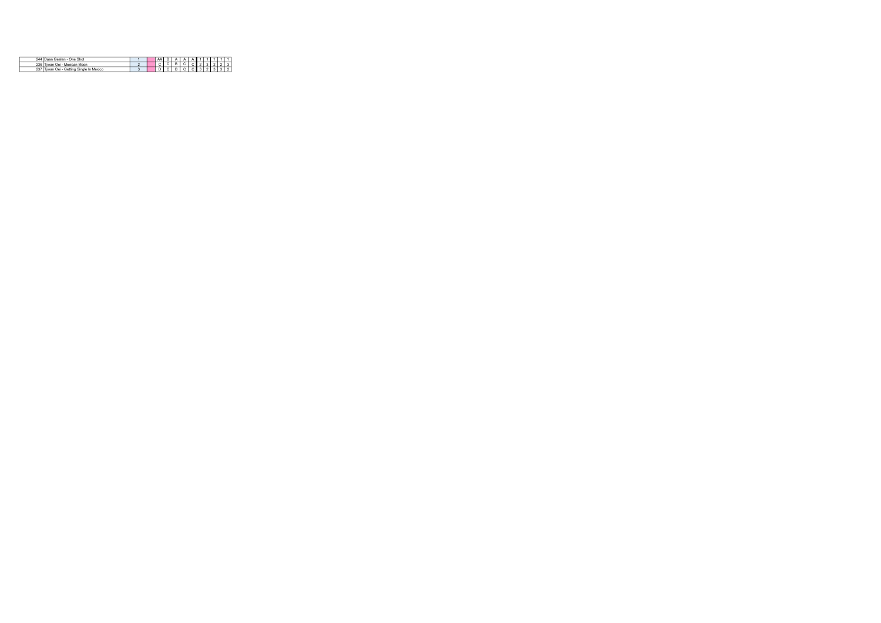| | | | | | | | | | | | | | | | |
|---|---|---|---|---|---|---|---|---|---|---|---|---|---|---|---|
| 244 | Daan Geelen - One Shot | 1 | | AA | B | A | A | A | 1 | 1 | 1 | 1 | 1 |
| 236 | Tjwan Oei - Mexican Moon | 2 | | C | C | B | C | C | 2 | 3 | 2 | 2 | 3 |
| 237 | Tjwan Oei - Getting Single In Mexico | 3 | | D | C | B | C | C | 3 | 2 | 3 | 3 | 2 |